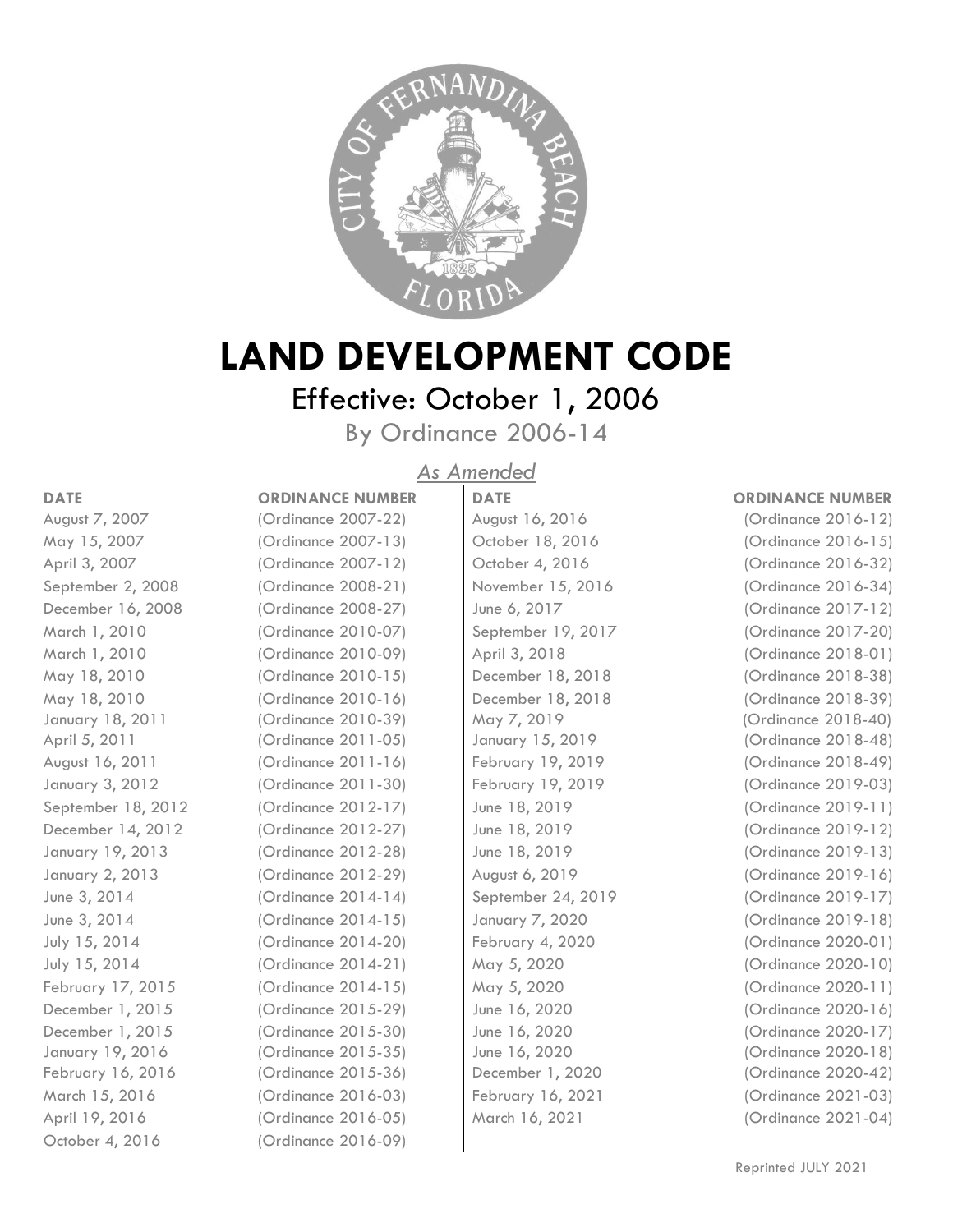# LAND DEVELOPMENT CODE

## Effective: October 1, 2006

By Ordinance 2006-14

*As Amended*

| DATE | ORDINANCE NUMBER | DATE | ORDINANCE NUMBER |
|---|---|---|---|
| August 7, 2007 | (Ordinance 2007-22) | August 16, 2016 | (Ordinance 2016-12) |
| May 15, 2007 | (Ordinance 2007-13) | October 18, 2016 | (Ordinance 2016-15) |
| April 3, 2007 | (Ordinance 2007-12) | October 4, 2016 | (Ordinance 2016-32) |
| September 2, 2008 | (Ordinance 2008-21) | November 15, 2016 | (Ordinance 2016-34) |
| December 16, 2008 | (Ordinance 2008-27) | June 6, 2017 | (Ordinance 2017-12) |
| March 1, 2010 | (Ordinance 2010-07) | September 19, 2017 | (Ordinance 2017-20) |
| March 1, 2010 | (Ordinance 2010-09) | April 3, 2018 | (Ordinance 2018-01) |
| May 18, 2010 | (Ordinance 2010-15) | December 18, 2018 | (Ordinance 2018-38) |
| May 18, 2010 | (Ordinance 2010-16) | December 18, 2018 | (Ordinance 2018-39) |
| January 18, 2011 | (Ordinance 2010-39) | May 7, 2019 | (Ordinance 2018-40) |
| April 5, 2011 | (Ordinance 2011-05) | January 15, 2019 | (Ordinance 2018-48) |
| August 16, 2011 | (Ordinance 2011-16) | February 19, 2019 | (Ordinance 2018-49) |
| January 3, 2012 | (Ordinance 2011-30) | February 19, 2019 | (Ordinance 2019-03) |
| September 18, 2012 | (Ordinance 2012-17) | June 18, 2019 | (Ordinance 2019-11) |
| December 14, 2012 | (Ordinance 2012-27) | June 18, 2019 | (Ordinance 2019-12) |
| January 19, 2013 | (Ordinance 2012-28) | June 18, 2019 | (Ordinance 2019-13) |
| January 2, 2013 | (Ordinance 2012-29) | August 6, 2019 | (Ordinance 2019-16) |
| June 3, 2014 | (Ordinance 2014-14) | September 24, 2019 | (Ordinance 2019-17) |
| June 3, 2014 | (Ordinance 2014-15) | January 7, 2020 | (Ordinance 2019-18) |
| July 15, 2014 | (Ordinance 2014-20) | February 4, 2020 | (Ordinance 2020-01) |
| July 15, 2014 | (Ordinance 2014-21) | May 5, 2020 | (Ordinance 2020-10) |
| February 17, 2015 | (Ordinance 2014-15) | May 5, 2020 | (Ordinance 2020-11) |
| December 1, 2015 | (Ordinance 2015-29) | June 16, 2020 | (Ordinance 2020-16) |
| December 1, 2015 | (Ordinance 2015-30) | June 16, 2020 | (Ordinance 2020-17) |
| January 19, 2016 | (Ordinance 2015-35) | June 16, 2020 | (Ordinance 2020-18) |
| February 16, 2016 | (Ordinance 2015-36) | December 1, 2020 | (Ordinance 2020-42) |
| March 15, 2016 | (Ordinance 2016-03) | February 16, 2021 | (Ordinance 2021-03) |
| April 19, 2016 | (Ordinance 2016-05) | March 16, 2021 | (Ordinance 2021-04) |
| October 4, 2016 | (Ordinance 2016-09) | | |

Reprinted JULY 2021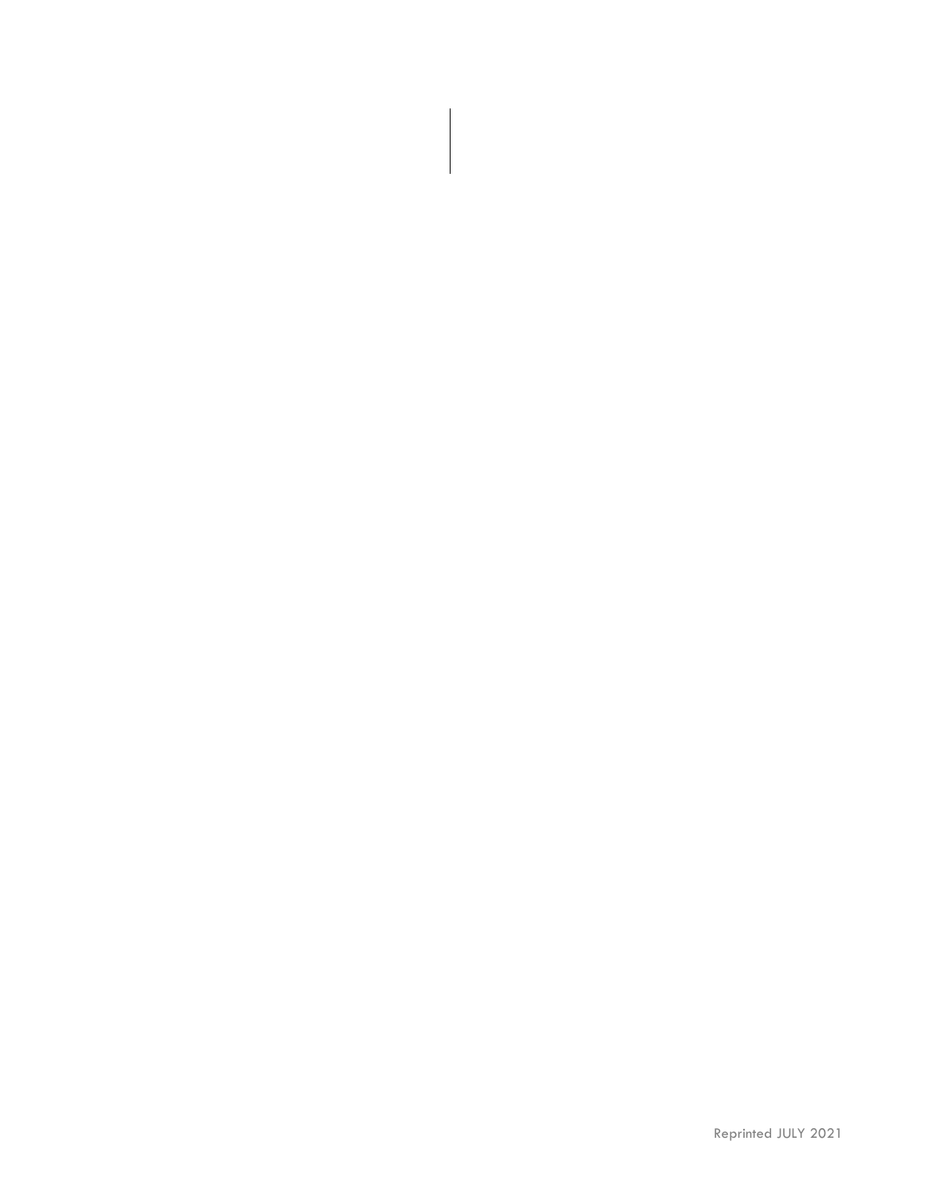Reprinted JULY 2021